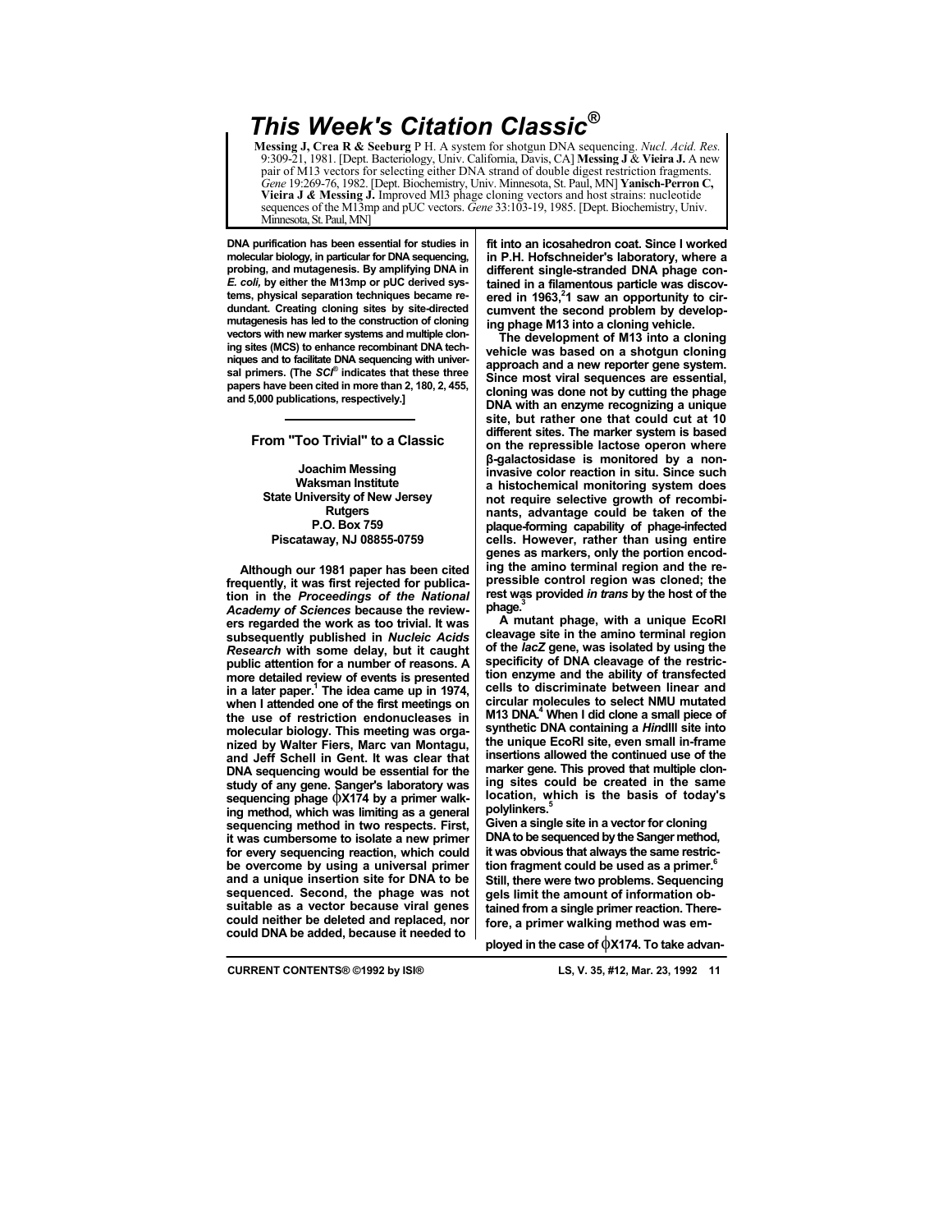# This Week's Citation Classic®

**Messing J, Crea R & Seeburg** P H. A system for shotgun DNA sequencing. *Nucl. Acid. Res.* 9:309-21, 1981. [Dept. Bacteriology, Univ. California, Davis, CA] **Messing J** & **Vieira J.** A new pair of M13 vectors for selecting either DNA strand of double digest restriction fragments. *Gene* 19:269-76, 1982. [Dept. Biochemistry, Univ. Minnesota, St. Paul, MN] **Yanisch-Perron C, Vieira J & Messing J.** Improved Ml3 phage cloning vectors and host strains: nucleotide sequences of the M13mp and pUC vectors. *Gene* 33:103-19, 1985. [Dept. Biochemistry, Univ. Minnesota, St. Paul, MN]

**DNA purification has been essential for studies in molecular biology, in particular for DNA sequencing, probing, and mutagenesis. By amplifying DNA in *E. coli,* by either the M13mp or pUC derived systems, physical separation techniques became redundant. Creating cloning sites by site-directed mutagenesis has led to the construction of cloning vectors with new marker systems and multiple cloning sites (MCS) to enhance recombinant DNA techniques and to facilitate DNA sequencing with universal primers. (The *SCI*® indicates that these three papers have been cited in more than 2, 180, 2, 455, and 5,000 publications, respectively.]**

## From "Too Trivial" to a Classic

**Joachim Messing**
**Waksman Institute**
**State University of New Jersey**
**Rutgers**
**P.O. Box 759**
**Piscataway, NJ 08855-0759**

**Although our 1981 paper has been cited frequently, it was first rejected for publication in the *Proceedings of the National Academy of Sciences* because the reviewers regarded the work as too trivial. It was subsequently published in *Nucleic Acids Research* with some delay, but it caught public attention for a number of reasons. A more detailed review of events is presented in a later paper.[1] The idea came up in 1974, when I attended one of the first meetings on the use of restriction endonucleases in molecular biology. This meeting was organized by Walter Fiers, Marc van Montagu, and Jeff Schell in Gent. It was clear that DNA sequencing would be essential for the study of any gene. Sanger's laboratory was sequencing phage ϕX174 by a primer walking method, which was limiting as a general sequencing method in two respects. First, it was cumbersome to isolate a new primer for every sequencing reaction, which could be overcome by using a universal primer and a unique insertion site for DNA to be sequenced. Second, the phage was not suitable as a vector because viral genes could neither be deleted and replaced, nor could DNA be added, because it needed to fit into an icosahedron coat. Since I worked in P.H. Hofschneider's laboratory, where a different single-stranded DNA phage contained in a filamentous particle was discovered in 1963,[2] I saw an opportunity to circumvent the second problem by developing phage M13 into a cloning vehicle.**

**The development of M13 into a cloning vehicle was based on a shotgun cloning approach and a new reporter gene system. Since most viral sequences are essential, cloning was done not by cutting the phage DNA with an enzyme recognizing a unique site, but rather one that could cut at 10 different sites. The marker system is based on the repressible lactose operon where β-galactosidase is monitored by a noninvasive color reaction in situ. Since such a histochemical monitoring system does not require selective growth of recombinants, advantage could be taken of the plaque-forming capability of phage-infected cells. However, rather than using entire genes as markers, only the portion encoding the amino terminal region and the repressible control region was cloned; the rest was provided *in trans* by the host of the phage.[3]**

**A mutant phage, with a unique EcoRI cleavage site in the amino terminal region of the *lacZ* gene, was isolated by using the specificity of DNA cleavage of the restriction enzyme and the ability of transfected cells to discriminate between linear and circular molecules to select NMU mutated M13 DNA.[4] When I did clone a small piece of synthetic DNA containing a *Hin*dIII site into the unique EcoRI site, even small in-frame insertions allowed the continued use of the marker gene. This proved that multiple cloning sites could be created in the same location, which is the basis of today's polylinkers.[5]**

**Given a single site in a vector for cloning DNA to be sequenced by the Sanger method, it was obvious that always the same restriction fragment could be used as a primer.[6] Still, there were two problems. Sequencing gels limit the amount of information obtained from a single primer reaction. Therefore, a primer walking method was employed in the case of ϕX174. To take advan-**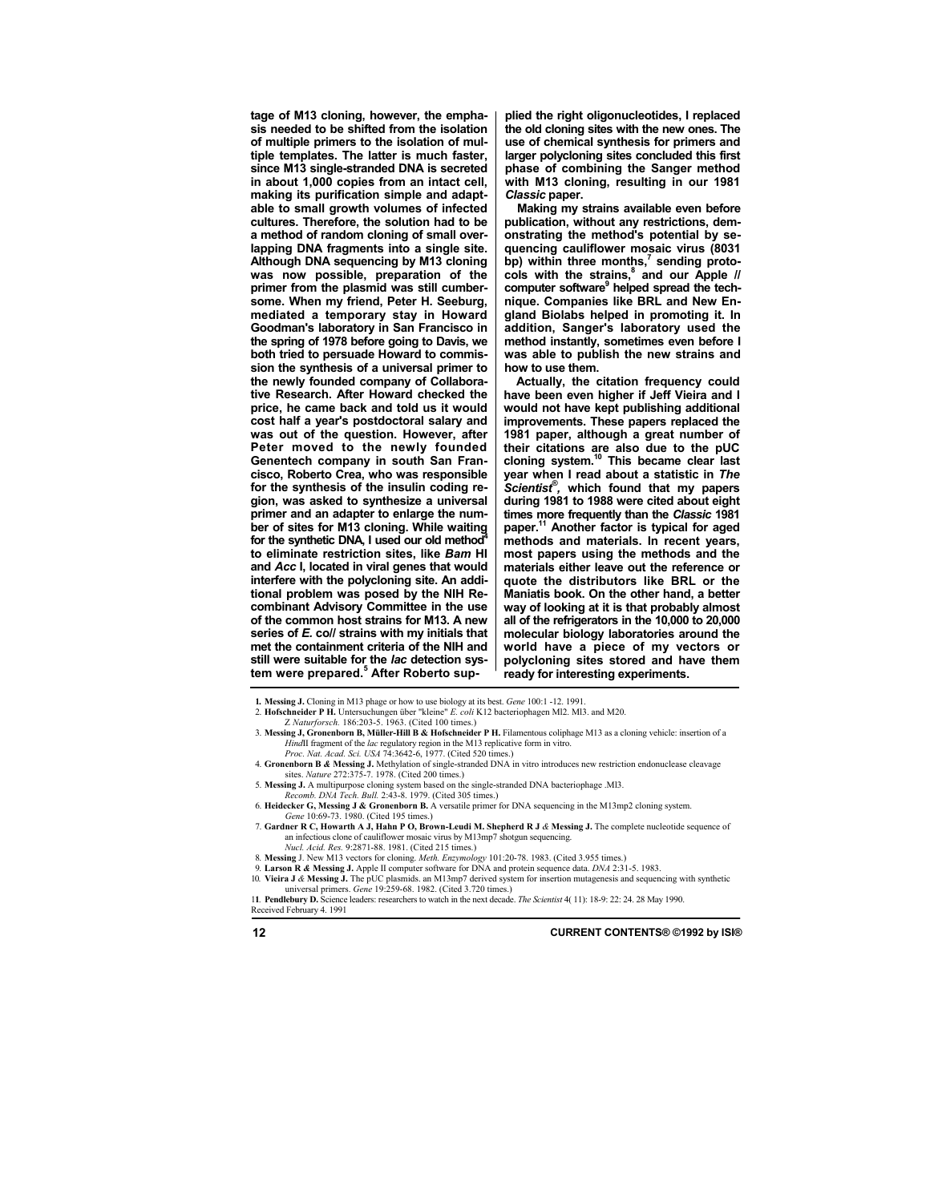tage of M13 cloning, however, the emphasis needed to be shifted from the isolation of multiple primers to the isolation of multiple templates. The latter is much faster, since M13 single-stranded DNA is secreted in about 1,000 copies from an intact cell, making its purification simple and adaptable to small growth volumes of infected cultures. Therefore, the solution had to be a method of random cloning of small overlapping DNA fragments into a single site. Although DNA sequencing by M13 cloning was now possible, preparation of the primer from the plasmid was still cumbersome. When my friend, Peter H. Seeburg, mediated a temporary stay in Howard Goodman's laboratory in San Francisco in the spring of 1978 before going to Davis, we both tried to persuade Howard to commission the synthesis of a universal primer to the newly founded company of Collaborative Research. After Howard checked the price, he came back and told us it would cost half a year's postdoctoral salary and was out of the question. However, after Peter moved to the newly founded Genentech company in south San Francisco, Roberto Crea, who was responsible for the synthesis of the insulin coding region, was asked to synthesize a universal primer and an adapter to enlarge the number of sites for M13 cloning. While waiting for the synthetic DNA, I used our old method[4] to eliminate restriction sites, like *Bam* HI and *Acc* I, located in viral genes that would interfere with the polycloning site. An additional problem was posed by the NIH Recombinant Advisory Committee in the use of the common host strains for M13. A new series of *E. coli* strains with my initials that met the containment criteria of the NIH and still were suitable for the *lac* detection system were prepared.[5] After Roberto supplied the right oligonucleotides, I replaced the old cloning sites with the new ones. The use of chemical synthesis for primers and larger polycloning sites concluded this first phase of combining the Sanger method with M13 cloning, resulting in our 1981 *Classic* paper.

Making my strains available even before publication, without any restrictions, demonstrating the method's potential by sequencing cauliflower mosaic virus (8031 bp) within three months,[7] sending protocols with the strains,[8] and our Apple // computer software[9] helped spread the technique. Companies like BRL and New England Biolabs helped in promoting it. In addition, Sanger's laboratory used the method instantly, sometimes even before I was able to publish the new strains and how to use them.

Actually, the citation frequency could have been even higher if Jeff Vieira and I would not have kept publishing additional improvements. These papers replaced the 1981 paper, although a great number of their citations are also due to the pUC cloning system.[10] This became clear last year when I read about a statistic in *The Scientist®*, which found that my papers during 1981 to 1988 were cited about eight times more frequently than the *Classic* 1981 paper.[11] Another factor is typical for aged methods and materials. In recent years, most papers using the methods and the materials either leave out the reference or quote the distributors like BRL or the Maniatis book. On the other hand, a better way of looking at it is that probably almost all of the refrigerators in the 10,000 to 20,000 molecular biology laboratories around the world have a piece of my vectors or polycloning sites stored and have them ready for interesting experiments.

1. **Messing J.** Cloning in M13 phage or how to use biology at its best. *Gene* 100:1 -12. 1991.
2. **Hofschneider P H.** Untersuchungen über "kleine" *E. coli* K12 bacteriophagen Ml2. Ml3. and M20. *Z Naturforsch.* 186:203-5. 1963. (Cited 100 times.)
3. **Messing J, Gronenborn B, Müller-Hill B & Hofschneider P H.** Filamentous coliphage M13 as a cloning vehicle: insertion of a *Hind*II fragment of the *lac* regulatory region in the M13 replicative form in vitro. *Proc. Nat. Acad. Sci. USA* 74:3642-6, 1977. (Cited 520 times.)
4. **Gronenborn B & Messing J.** Methylation of single-stranded DNA in vitro introduces new restriction endonuclease cleavage sites. *Nature* 272:375-7. 1978. (Cited 200 times.)
5. **Messing J.** A multipurpose cloning system based on the single-stranded DNA bacteriophage .Ml3. *Recomb. DNA Tech. Bull.* 2:43-8. 1979. (Cited 305 times.)
6. **Heidecker G, Messing J & Gronenborn B.** A versatile primer for DNA sequencing in the M13mp2 cloning system. *Gene* 10:69-73. 1980. (Cited 195 times.)
7. **Gardner R C, Howarth A J, Hahn P O, Brown-Leudi M. Shepherd R J & Messing J.** The complete nucleotide sequence of an infectious clone of cauliflower mosaic virus by M13mp7 shotgun sequencing. *Nucl. Acid. Res.* 9:2871-88. 1981. (Cited 215 times.)
8. **Messing** J. New M13 vectors for cloning. *Meth. Enzymology* 101:20-78. 1983. (Cited 3.955 times.)
9. **Larson R & Messing J.** Apple II computer software for DNA and protein sequence data. *DNA* 2:31-5. 1983.
10. **Vieira J & Messing J.** The pUC plasmids. an M13mp7 derived system for insertion mutagenesis and sequencing with synthetic universal primers. *Gene* 19:259-68. 1982. (Cited 3.720 times.)
11. **Pendlebury D.** Science leaders: researchers to watch in the next decade. *The Scientist* 4( 11): 18-9: 22: 24. 28 May 1990.

Received February 4. 1991